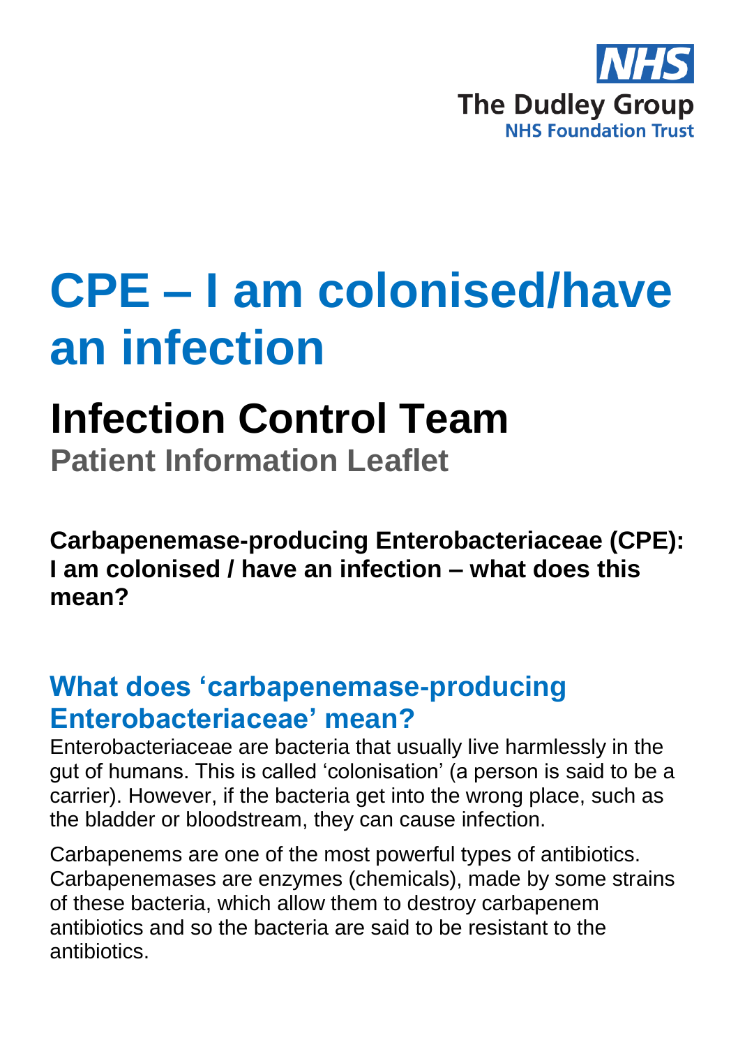NHS
The Dudley Group
NHS Foundation Trust

# CPE – I am colonised/have an infection

## Infection Control Team

**Patient Information Leaflet**

**Carbapenemase-producing Enterobacteriaceae (CPE): I am colonised / have an infection – what does this mean?**

## What does 'carbapenemase-producing Enterobacteriaceae' mean?

Enterobacteriaceae are bacteria that usually live harmlessly in the gut of humans. This is called 'colonisation' (a person is said to be a carrier). However, if the bacteria get into the wrong place, such as the bladder or bloodstream, they can cause infection.

Carbapenems are one of the most powerful types of antibiotics. Carbapenemases are enzymes (chemicals), made by some strains of these bacteria, which allow them to destroy carbapenem antibiotics and so the bacteria are said to be resistant to the antibiotics.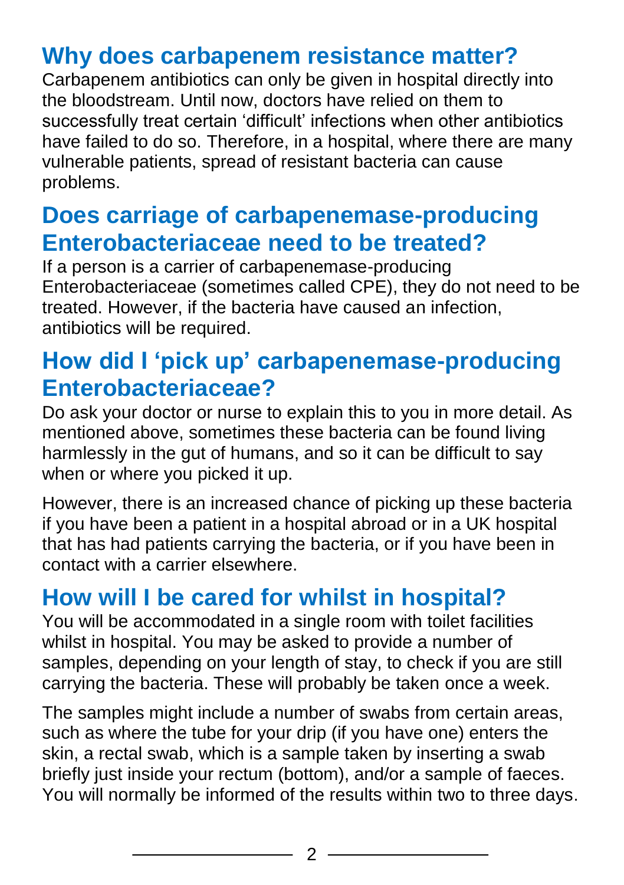## Why does carbapenem resistance matter?

Carbapenem antibiotics can only be given in hospital directly into the bloodstream. Until now, doctors have relied on them to successfully treat certain ‘difficult’ infections when other antibiotics have failed to do so. Therefore, in a hospital, where there are many vulnerable patients, spread of resistant bacteria can cause problems.

## Does carriage of carbapenemase-producing Enterobacteriaceae need to be treated?

If a person is a carrier of carbapenemase-producing Enterobacteriaceae (sometimes called CPE), they do not need to be treated. However, if the bacteria have caused an infection, antibiotics will be required.

## How did I ‘pick up’ carbapenemase-producing Enterobacteriaceae?

Do ask your doctor or nurse to explain this to you in more detail. As mentioned above, sometimes these bacteria can be found living harmlessly in the gut of humans, and so it can be difficult to say when or where you picked it up.

However, there is an increased chance of picking up these bacteria if you have been a patient in a hospital abroad or in a UK hospital that has had patients carrying the bacteria, or if you have been in contact with a carrier elsewhere.

## How will I be cared for whilst in hospital?

You will be accommodated in a single room with toilet facilities whilst in hospital. You may be asked to provide a number of samples, depending on your length of stay, to check if you are still carrying the bacteria. These will probably be taken once a week.

The samples might include a number of swabs from certain areas, such as where the tube for your drip (if you have one) enters the skin, a rectal swab, which is a sample taken by inserting a swab briefly just inside your rectum (bottom), and/or a sample of faeces. You will normally be informed of the results within two to three days.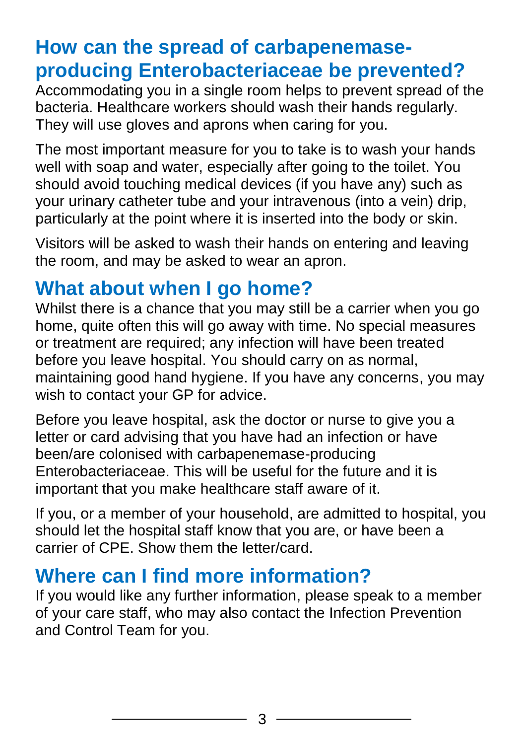## How can the spread of carbapenemase-producing Enterobacteriaceae be prevented?

Accommodating you in a single room helps to prevent spread of the bacteria. Healthcare workers should wash their hands regularly. They will use gloves and aprons when caring for you.

The most important measure for you to take is to wash your hands well with soap and water, especially after going to the toilet. You should avoid touching medical devices (if you have any) such as your urinary catheter tube and your intravenous (into a vein) drip, particularly at the point where it is inserted into the body or skin.

Visitors will be asked to wash their hands on entering and leaving the room, and may be asked to wear an apron.

## What about when I go home?

Whilst there is a chance that you may still be a carrier when you go home, quite often this will go away with time. No special measures or treatment are required; any infection will have been treated before you leave hospital. You should carry on as normal, maintaining good hand hygiene. If you have any concerns, you may wish to contact your GP for advice.

Before you leave hospital, ask the doctor or nurse to give you a letter or card advising that you have had an infection or have been/are colonised with carbapenemase-producing Enterobacteriaceae. This will be useful for the future and it is important that you make healthcare staff aware of it.

If you, or a member of your household, are admitted to hospital, you should let the hospital staff know that you are, or have been a carrier of CPE. Show them the letter/card.

## Where can I find more information?

If you would like any further information, please speak to a member of your care staff, who may also contact the Infection Prevention and Control Team for you.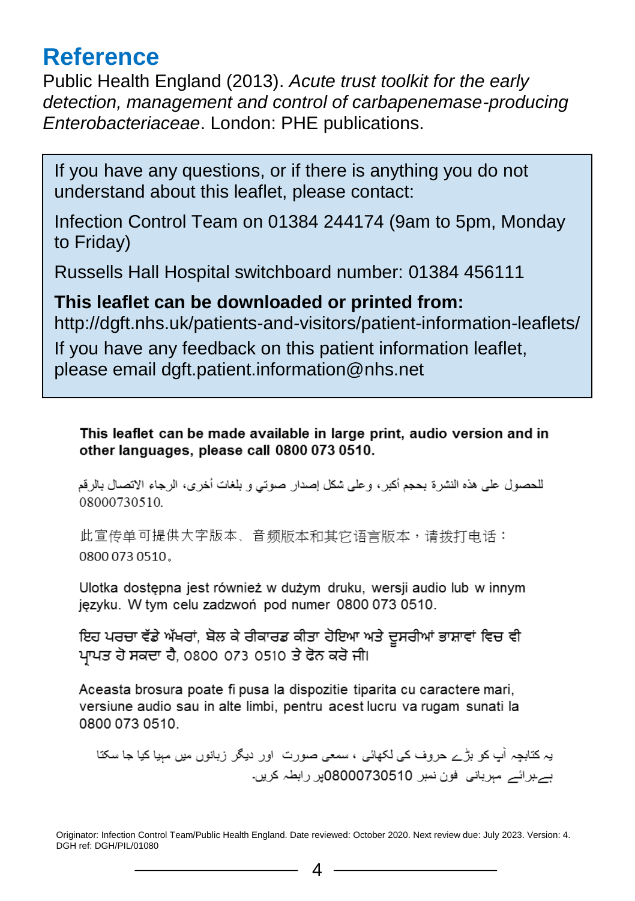## Reference

Public Health England (2013). *Acute trust toolkit for the early detection, management and control of carbapenemase-producing Enterobacteriaceae*. London: PHE publications.

If you have any questions, or if there is anything you do not understand about this leaflet, please contact:

Infection Control Team on 01384 244174 (9am to 5pm, Monday to Friday)

Russells Hall Hospital switchboard number: 01384 456111

**This leaflet can be downloaded or printed from:**
http://dgft.nhs.uk/patients-and-visitors/patient-information-leaflets/

If you have any feedback on this patient information leaflet, please email dgft.patient.information@nhs.net

**This leaflet can be made available in large print, audio version and in other languages, please call 0800 073 0510.**

للحصول على هذه النشرة بحجم أكبر، وعلى شكل إصدار صوتي و بلغات أخرى، الرجاء الاتصال بالرقم 08000730510.

此宣传单可提供大字版本、音频版本和其它语言版本，请拨打电话：0800 073 0510。

Ulotka dostępna jest również w dużym druku, wersji audio lub w innym języku. W tym celu zadzwoń pod numer 0800 073 0510.

ਇਹ ਪਰਚਾ ਵੱਡੇ ਅੱਖਰਾਂ, ਬੋਲ ਕੇ ਰੀਕਾਰਡ ਕੀਤਾ ਹੋਇਆ ਅਤੇ ਦੂਸਰੀਆਂ ਭਾਸ਼ਾਵਾਂ ਵਿਚ ਵੀ ਪ੍ਰਾਪਤ ਹੋ ਸਕਦਾ ਹੈ, 0800 073 0510 ਤੇ ਫੋਨ ਕਰੋ ਜੀ।

Aceasta brosura poate fi pusa la dispozitie tiparita cu caractere mari, versiune audio sau in alte limbi, pentru acest lucru va rugam sunati la 0800 073 0510.

یہ کتابچہ آپ کو بڑے حروف کی لکھائی ، سمعی صورت اور دیگر زبانوں میں مہیا کیا جا سکتا ہے۔براۓ مہربانی فون نمبر 08000730510پر رابطہ کریں۔

Originator: Infection Control Team/Public Health England. Date reviewed: October 2020. Next review due: July 2023. Version: 4. DGH ref: DGH/PIL/01080